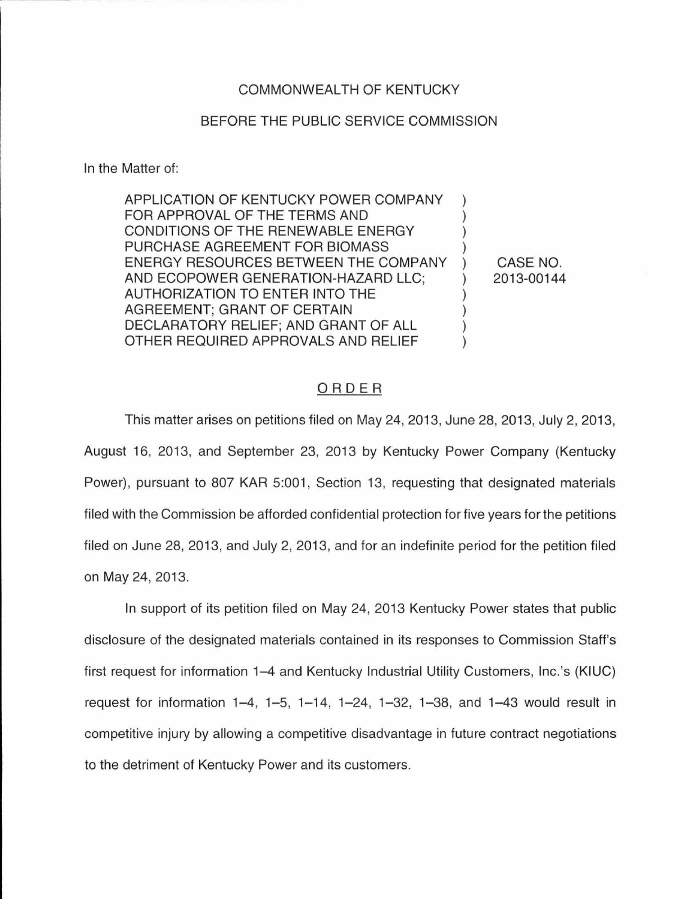COMMONWEALTH OF KENTUCKY

BEFORE THE PUBLIC SERVICE COMMISSION

In the Matter of:

| | | |
|---|---|---|
| APPLICATION OF KENTUCKY POWER COMPANY FOR APPROVAL OF THE TERMS AND CONDITIONS OF THE RENEWABLE ENERGY PURCHASE AGREEMENT FOR BIOMASS ENERGY RESOURCES BETWEEN THE COMPANY AND ECOPOWER GENERATION-HAZARD LLC; AUTHORIZATION TO ENTER INTO THE AGREEMENT; GRANT OF CERTAIN DECLARATORY RELIEF; AND GRANT OF ALL OTHER REQUIRED APPROVALS AND RELIEF | ) | CASE NO. 2013-00144 |

## ORDER

This matter arises on petitions filed on May 24, 2013, June 28, 2013, July 2, 2013, August 16, 2013, and September 23, 2013 by Kentucky Power Company (Kentucky Power), pursuant to 807 KAR 5:001, Section 13, requesting that designated materials filed with the Commission be afforded confidential protection for five years for the petitions filed on June 28, 2013, and July 2, 2013, and for an indefinite period for the petition filed on May 24, 2013.

In support of its petition filed on May 24, 2013 Kentucky Power states that public disclosure of the designated materials contained in its responses to Commission Staff's first request for information 1–4 and Kentucky Industrial Utility Customers, Inc.'s (KIUC) request for information 1–4, 1–5, 1–14, 1–24, 1–32, 1–38, and 1–43 would result in competitive injury by allowing a competitive disadvantage in future contract negotiations to the detriment of Kentucky Power and its customers.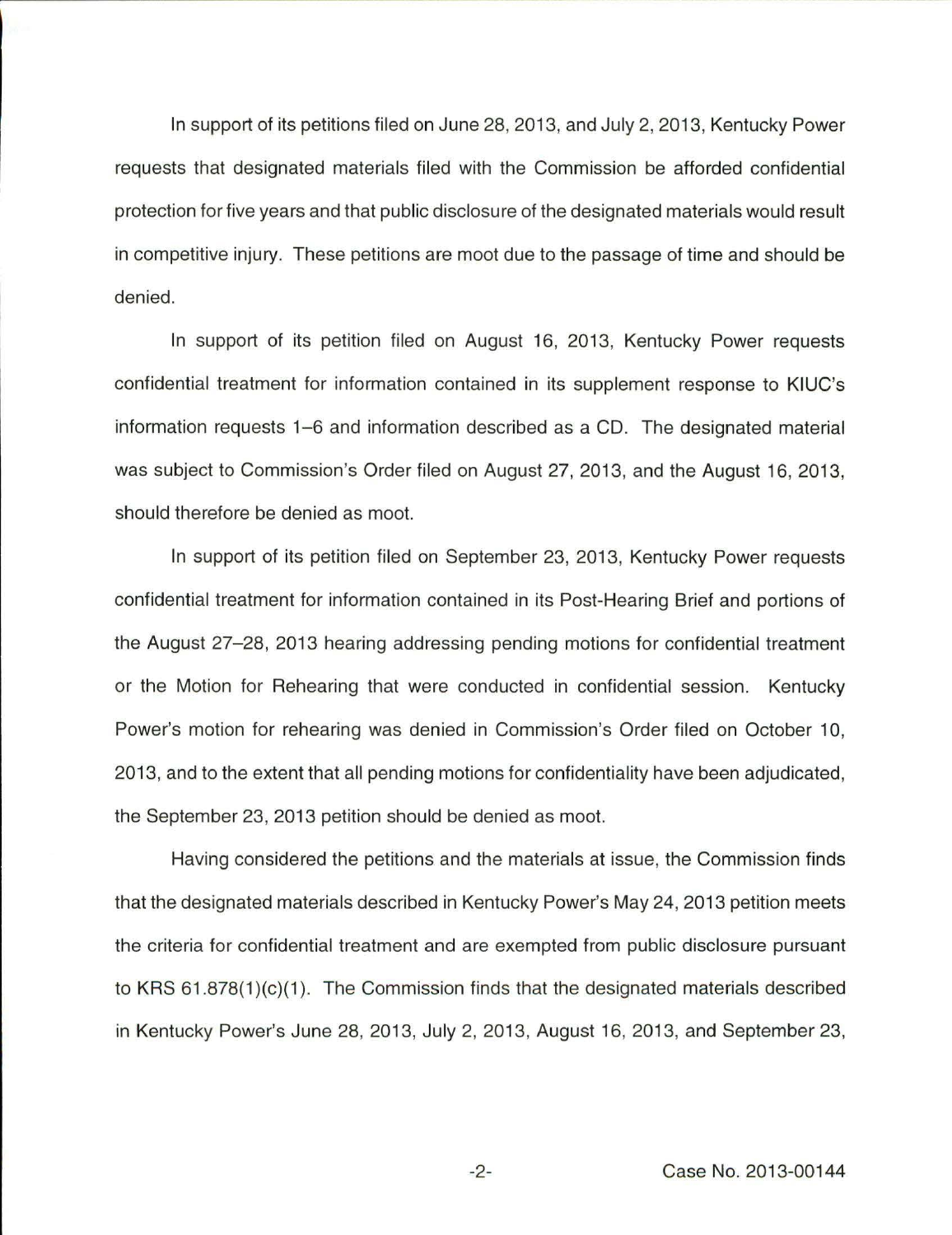In support of its petitions filed on June 28, 2013, and July 2, 2013, Kentucky Power requests that designated materials filed with the Commission be afforded confidential protection for five years and that public disclosure of the designated materials would result in competitive injury. These petitions are moot due to the passage of time and should be denied.

In support of its petition filed on August 16, 2013, Kentucky Power requests confidential treatment for information contained in its supplement response to KIUC's information requests 1–6 and information described as a CD. The designated material was subject to Commission's Order filed on August 27, 2013, and the August 16, 2013, should therefore be denied as moot.

In support of its petition filed on September 23, 2013, Kentucky Power requests confidential treatment for information contained in its Post-Hearing Brief and portions of the August 27–28, 2013 hearing addressing pending motions for confidential treatment or the Motion for Rehearing that were conducted in confidential session. Kentucky Power's motion for rehearing was denied in Commission's Order filed on October 10, 2013, and to the extent that all pending motions for confidentiality have been adjudicated, the September 23, 2013 petition should be denied as moot.

Having considered the petitions and the materials at issue, the Commission finds that the designated materials described in Kentucky Power's May 24, 2013 petition meets the criteria for confidential treatment and are exempted from public disclosure pursuant to KRS 61.878(1)(c)(1). The Commission finds that the designated materials described in Kentucky Power's June 28, 2013, July 2, 2013, August 16, 2013, and September 23,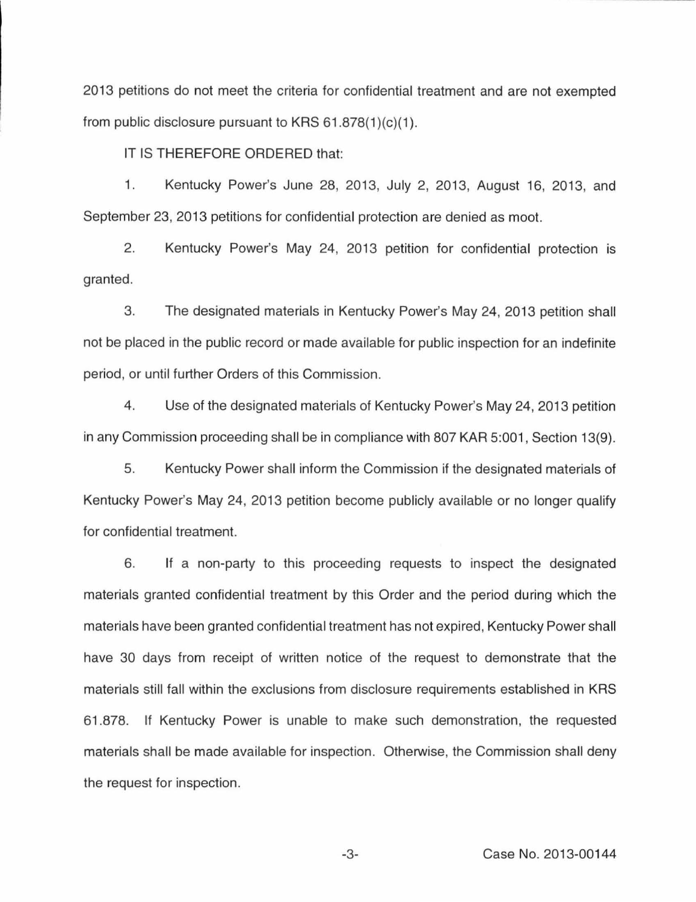2013 petitions do not meet the criteria for confidential treatment and are not exempted from public disclosure pursuant to KRS 61.878(1)(c)(1).

IT IS THEREFORE ORDERED that:

1. Kentucky Power's June 28, 2013, July 2, 2013, August 16, 2013, and September 23, 2013 petitions for confidential protection are denied as moot.

2. Kentucky Power's May 24, 2013 petition for confidential protection is granted.

3. The designated materials in Kentucky Power's May 24, 2013 petition shall not be placed in the public record or made available for public inspection for an indefinite period, or until further Orders of this Commission.

4. Use of the designated materials of Kentucky Power's May 24, 2013 petition in any Commission proceeding shall be in compliance with 807 KAR 5:001, Section 13(9).

5. Kentucky Power shall inform the Commission if the designated materials of Kentucky Power's May 24, 2013 petition become publicly available or no longer qualify for confidential treatment.

6. If a non-party to this proceeding requests to inspect the designated materials granted confidential treatment by this Order and the period during which the materials have been granted confidential treatment has not expired, Kentucky Power shall have 30 days from receipt of written notice of the request to demonstrate that the materials still fall within the exclusions from disclosure requirements established in KRS 61.878. If Kentucky Power is unable to make such demonstration, the requested materials shall be made available for inspection. Otherwise, the Commission shall deny the request for inspection.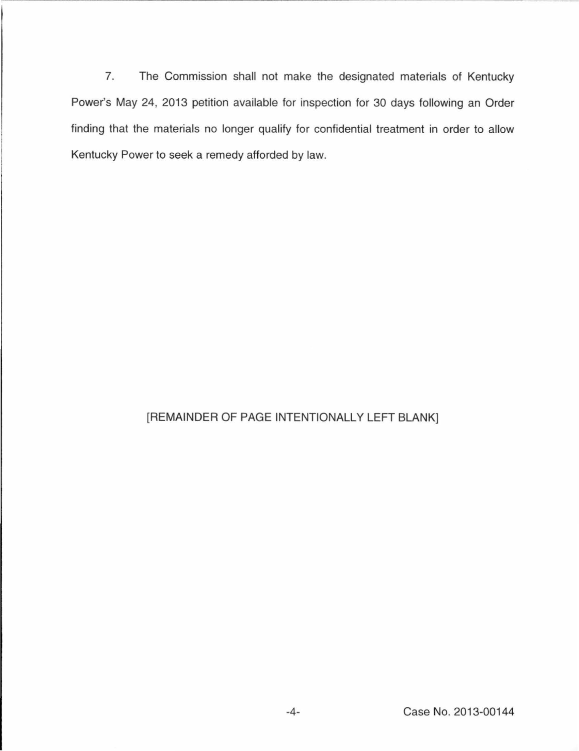7. The Commission shall not make the designated materials of Kentucky Power's May 24, 2013 petition available for inspection for 30 days following an Order finding that the materials no longer qualify for confidential treatment in order to allow Kentucky Power to seek a remedy afforded by law.

[REMAINDER OF PAGE INTENTIONALLY LEFT BLANK]

Case No. 2013-00144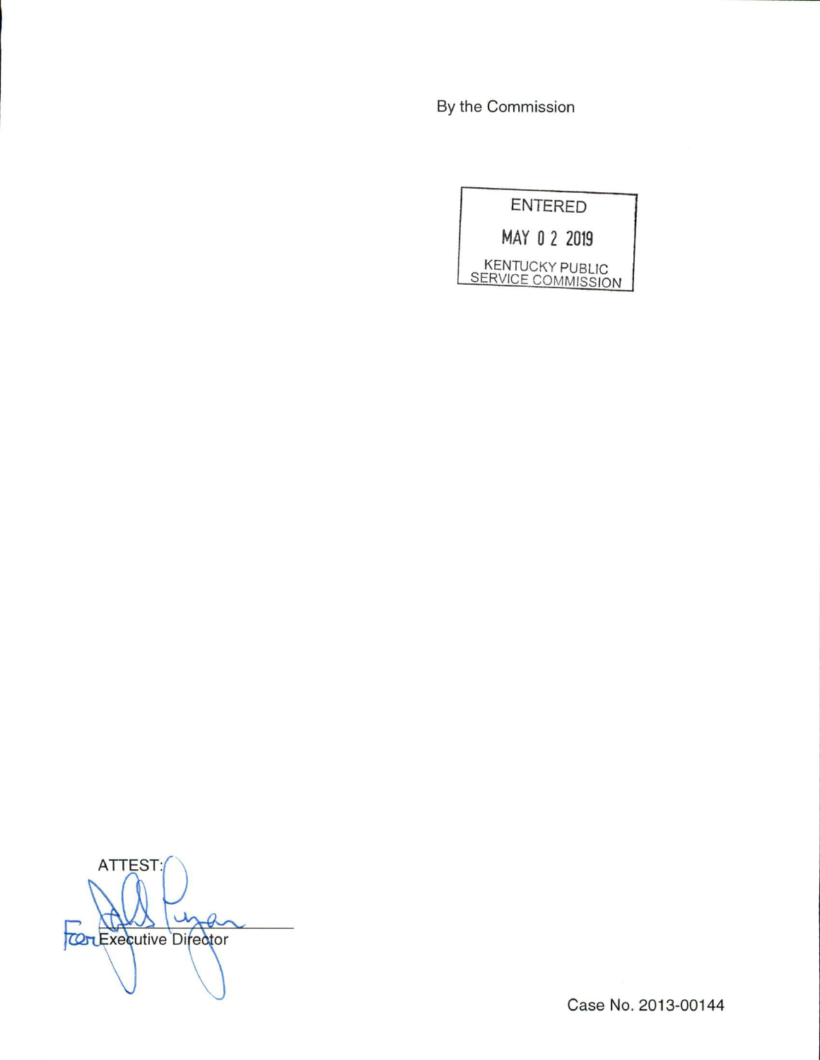By the Commission

ENTERED

MAY 0 2 2019

KENTUCKY PUBLIC SERVICE COMMISSION

ATTEST:

For Executive Director

Case No. 2013-00144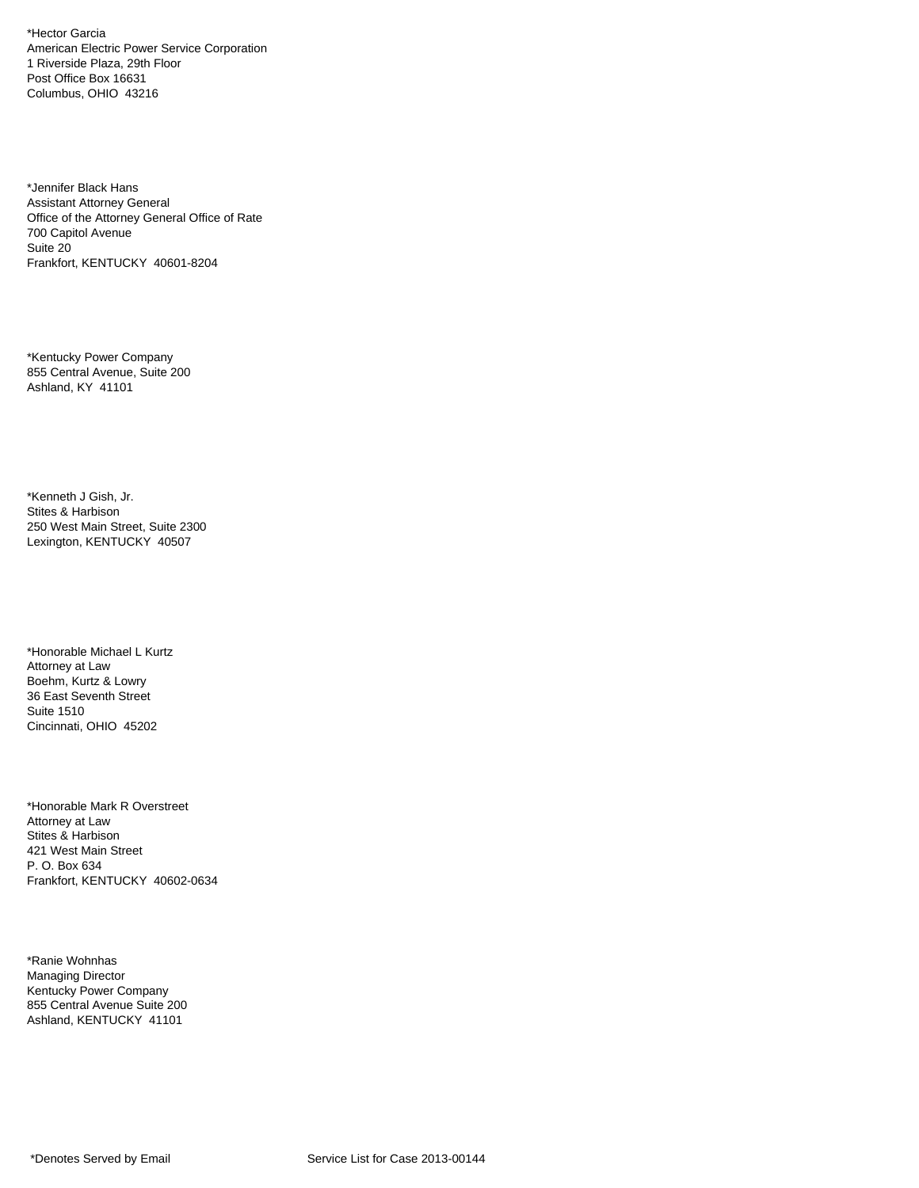*Hector Garcia
American Electric Power Service Corporation
1 Riverside Plaza, 29th Floor
Post Office Box 16631
Columbus, OHIO 43216

*Jennifer Black Hans
Assistant Attorney General
Office of the Attorney General Office of Rate
700 Capitol Avenue
Suite 20
Frankfort, KENTUCKY 40601-8204

*Kentucky Power Company
855 Central Avenue, Suite 200
Ashland, KY 41101

*Kenneth J Gish, Jr.
Stites & Harbison
250 West Main Street, Suite 2300
Lexington, KENTUCKY 40507

*Honorable Michael L Kurtz
Attorney at Law
Boehm, Kurtz & Lowry
36 East Seventh Street
Suite 1510
Cincinnati, OHIO 45202

*Honorable Mark R Overstreet
Attorney at Law
Stites & Harbison
421 West Main Street
P. O. Box 634
Frankfort, KENTUCKY 40602-0634

*Ranie Wohnhas
Managing Director
Kentucky Power Company
855 Central Avenue Suite 200
Ashland, KENTUCKY 41101

*Denotes Served by Email

Service List for Case 2013-00144